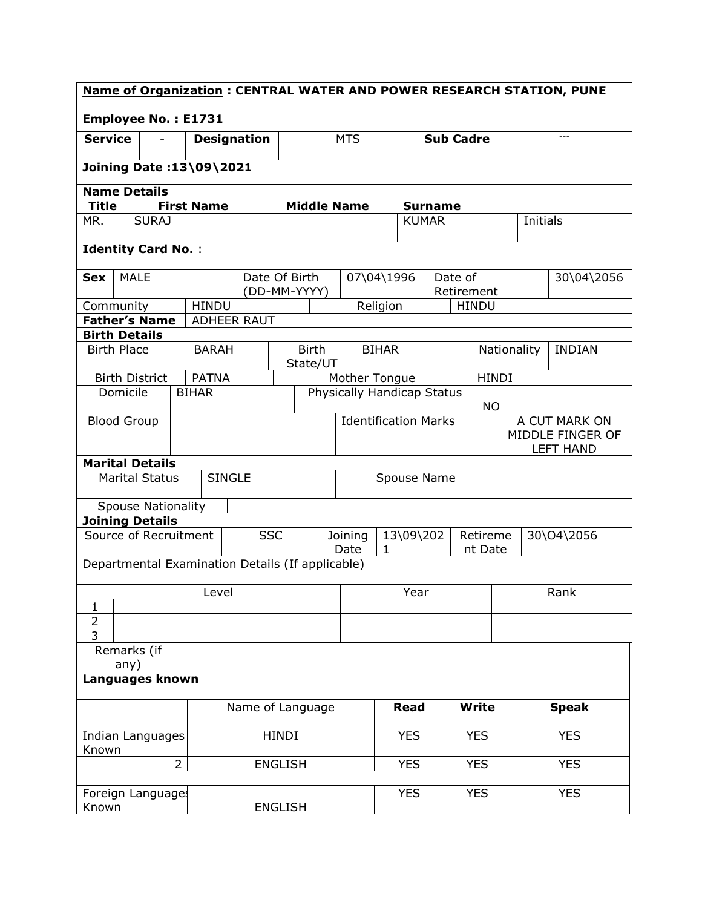**Name of Organization : CENTRAL WATER AND POWER RESEARCH STATION, PUNE**

**Employee No. : E1731**

| **Service** | - | **Designation** | MTS | **Sub Cadre** | --- |
|---|---|---|---|---|---|

**Joining Date :13\09\2021**

**Name Details**

| **Title** | **First Name** | **Middle Name** | **Surname** | | |
|---|---|---|---|---|---|
| MR. | SURAJ | | KUMAR | Initials | |

**Identity Card No.** :

| **Sex** | MALE | Date Of Birth (DD-MM-YYYY) | 07\04\1996 | Date of Retirement | 30\04\2056 |
|---|---|---|---|---|---|
| Community | HINDU | Religion | HINDU | | |
| **Father's Name** | ADHEER RAUT | | | | |

**Birth Details**

| Birth Place | BARAH | Birth State/UT | BIHAR | Nationality | INDIAN |
|---|---|---|---|---|---|
| Birth District | PATNA | Mother Tongue | HINDI | | |
| Domicile | BIHAR | Physically Handicap Status | NO | | |
| Blood Group | | Identification Marks | A CUT MARK ON MIDDLE FINGER OF LEFT HAND | | |

**Marital Details**

| Marital Status | SINGLE | Spouse Name | |
|---|---|---|---|
| Spouse Nationality | | | |

**Joining Details**

| Source of Recruitment | SSC | Joining Date | 13\09\2021 | Retirement Date | 30\O4\2056 |
|---|---|---|---|---|---|

Departmental Examination Details (If applicable)

| | Level | Year | Rank |
|---|---|---|---|
| 1 | | | |
| 2 | | | |
| 3 | | | |

| Remarks (if any) | |
|---|---|

**Languages known**

| | Name of Language | **Read** | **Write** | **Speak** |
|---|---|---|---|---|
| Indian Languages Known | HINDI | YES | YES | YES |
| 2 | ENGLISH | YES | YES | YES |
| | | | | |
| Foreign Languages Known | ENGLISH | YES | YES | YES |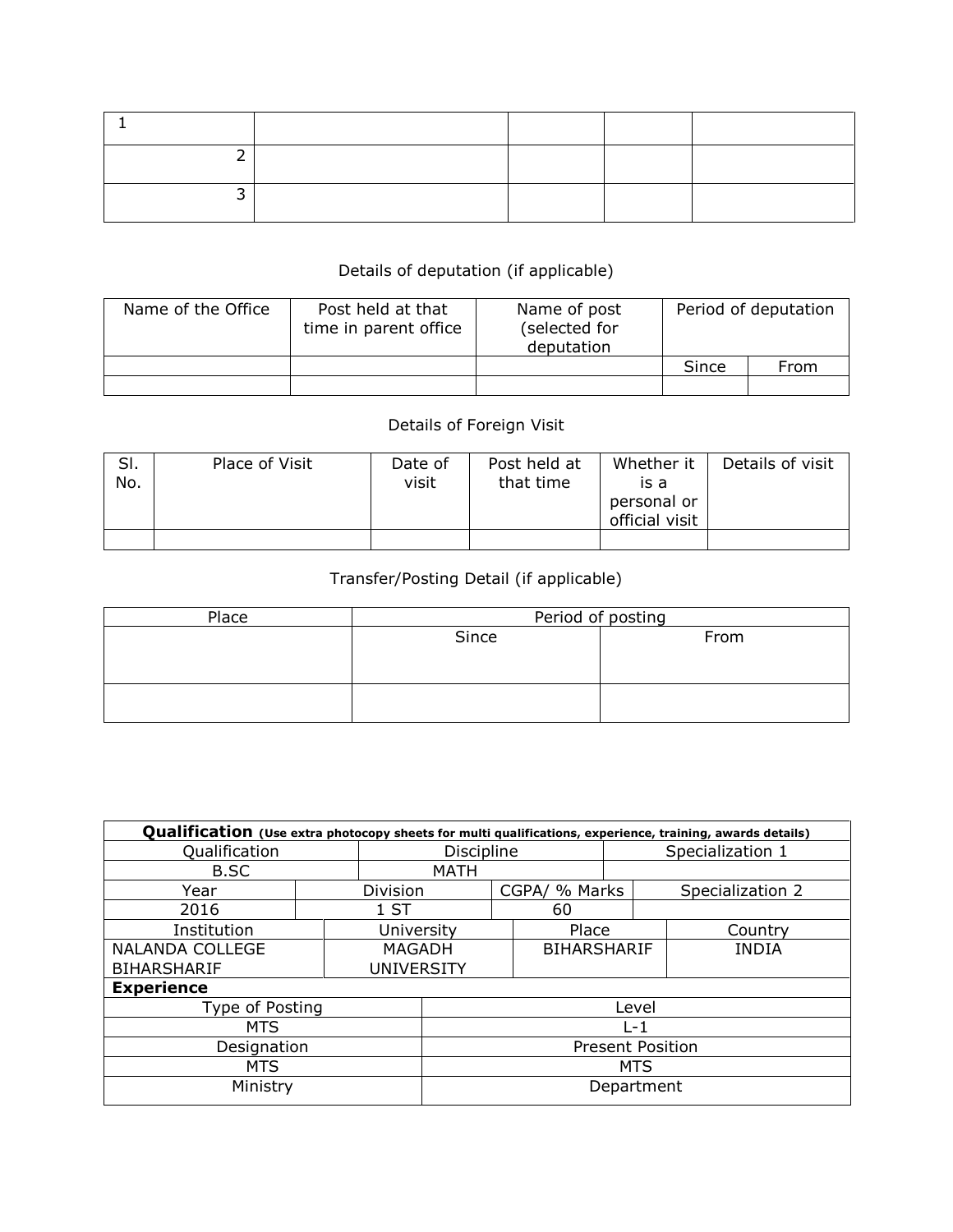| 1 | | | | |
|---|---|---|---|---|
| 2 | | | | |
| 3 | | | | |

Details of deputation (if applicable)

| Name of the Office | Post held at that time in parent office | Name of post (selected for deputation | Period of deputation | |
|---|---|---|---|---|
| | | | Since | From |
| | | | | |

Details of Foreign Visit

| Sl. No. | Place of Visit | Date of visit | Post held at that time | Whether it is a personal or official visit | Details of visit |
|---|---|---|---|---|---|
| | | | | | |

Transfer/Posting Detail (if applicable)

| Place | Period of posting | |
|---|---|---|
| | Since | From |
| | | |

| **Qualification** (Use extra photocopy sheets for multi qualifications, experience, training, awards details) | | | |
|---|---|---|---|
| Qualification | Discipline | Specialization 1 | |
| B.SC | MATH | | |
| Year | Division | CGPA/ % Marks | Specialization 2 |
| 2016 | 1 ST | 60 | |
| Institution | University | Place | Country |
| NALANDA COLLEGE BIHARSHARIF | MAGADH UNIVERSITY | BIHARSHARIF | INDIA |
| **Experience** | | | |
| Type of Posting | Level | | |
| MTS | L-1 | | |
| Designation | Present Position | | |
| MTS | MTS | | |
| Ministry | Department | | |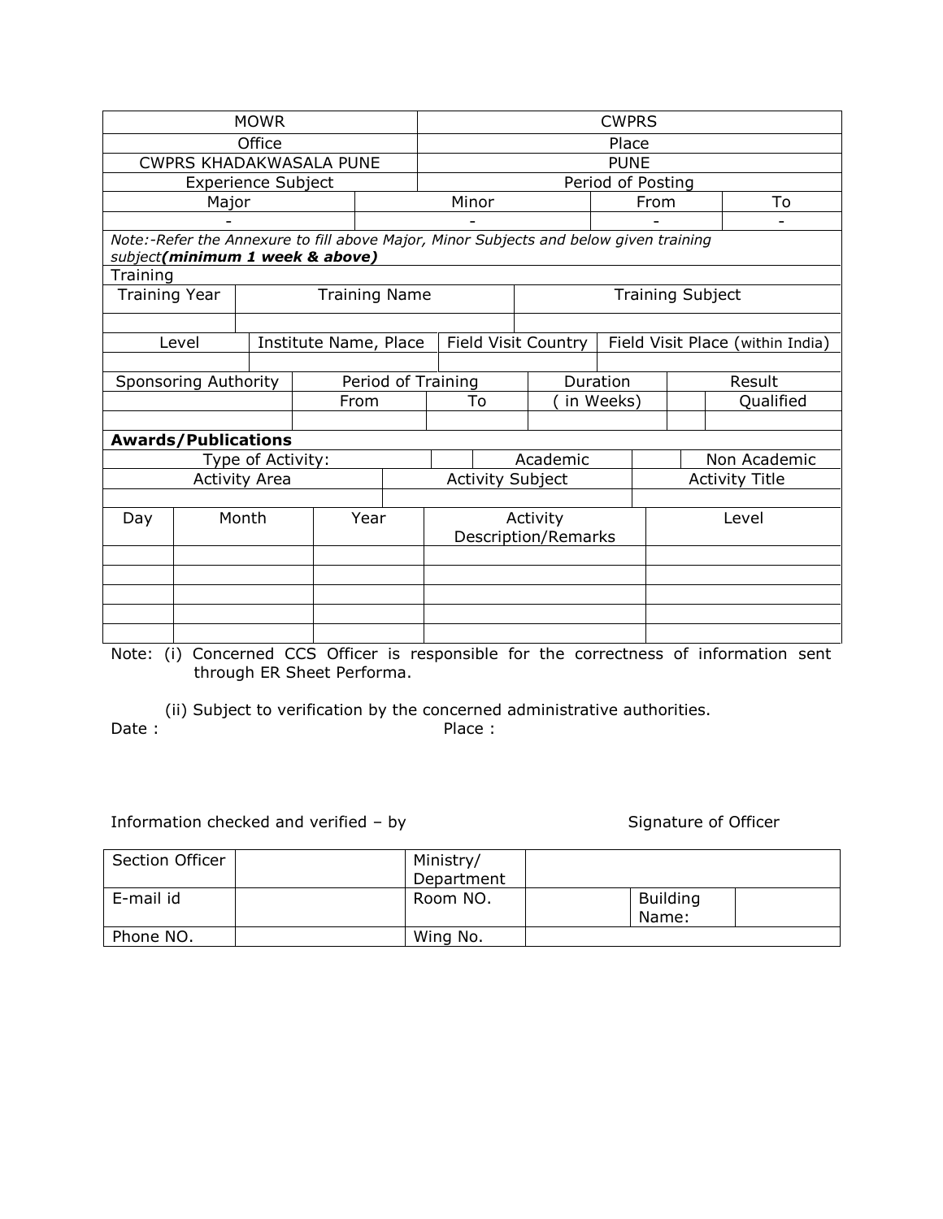| MOWR | | | CWPRS | |
|---|---|---|---|---|
| Office | | | Place | |
| CWPRS KHADAKWASALA PUNE | | | PUNE | |
| Experience Subject | | | Period of Posting | |
| Major | | Minor | From | To |
| - | | - | - | - |

*Note:-Refer the Annexure to fill above Major, Minor Subjects and below given training subject**(minimum 1 week & above)***

Training

| Training Year | Training Name | Training Subject |
|---|---|---|
| | | |

| Level | Institute Name, Place | Field Visit Country | Field Visit Place (within India) |
|---|---|---|---|
| | | | |

| Sponsoring Authority | Period of Training | | Duration | Result | |
|---|---|---|---|---|---|
| | From | To | ( in Weeks) | | Qualified |
| | | | | | |

**Awards/Publications**

| Type of Activity: | | Academic | | Non Academic |
|---|---|---|---|---|
| Activity Area | Activity Subject | | Activity Title | |
| | | | | |

| Day | Month | Year | Activity Description/Remarks | Level |
|---|---|---|---|---|
| | | | | |
| | | | | |
| | | | | |
| | | | | |
| | | | | |

Note: (i) Concerned CCS Officer is responsible for the correctness of information sent through ER Sheet Performa.

(ii) Subject to verification by the concerned administrative authorities.

Date : Place :

Information checked and verified – by Signature of Officer

| | | | | | |
|---|---|---|---|---|---|
| Section Officer | | Ministry/ Department | | | |
| E-mail id | | Room NO. | | Building Name: | |
| Phone NO. | | Wing No. | | | |